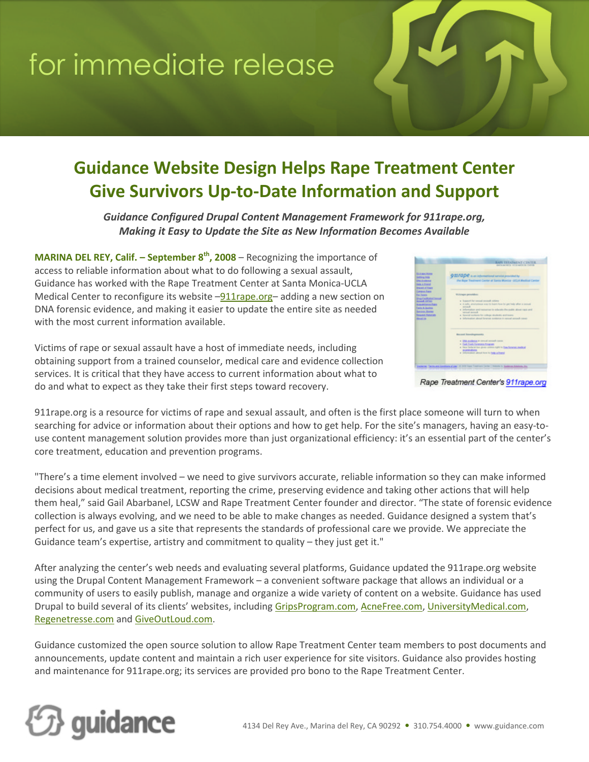for immediate release

# Guidance Website Design Helps Rape Treatment Center Give Survivors Up-to-Date Information and Support

***Guidance Configured Drupal Content Management Framework for 911rape.org, Making it Easy to Update the Site as New Information Becomes Available***

**MARINA DEL REY, Calif. – September 8th, 2008** – Recognizing the importance of access to reliable information about what to do following a sexual assault, Guidance has worked with the Rape Treatment Center at Santa Monica-UCLA Medical Center to reconfigure its website –911rape.org– adding a new section on DNA forensic evidence, and making it easier to update the entire site as needed with the most current information available.

Victims of rape or sexual assault have a host of immediate needs, including obtaining support from a trained counselor, medical care and evidence collection services. It is critical that they have access to current information about what to do and what to expect as they take their first steps toward recovery.

Rape Treatment Center's 911rape.org

911rape.org is a resource for victims of rape and sexual assault, and often is the first place someone will turn to when searching for advice or information about their options and how to get help. For the site's managers, having an easy-to-use content management solution provides more than just organizational efficiency: it's an essential part of the center's core treatment, education and prevention programs.

"There's a time element involved – we need to give survivors accurate, reliable information so they can make informed decisions about medical treatment, reporting the crime, preserving evidence and taking other actions that will help them heal," said Gail Abarbanel, LCSW and Rape Treatment Center founder and director. "The state of forensic evidence collection is always evolving, and we need to be able to make changes as needed. Guidance designed a system that's perfect for us, and gave us a site that represents the standards of professional care we provide. We appreciate the Guidance team's expertise, artistry and commitment to quality – they just get it."

After analyzing the center's web needs and evaluating several platforms, Guidance updated the 911rape.org website using the Drupal Content Management Framework – a convenient software package that allows an individual or a community of users to easily publish, manage and organize a wide variety of content on a website. Guidance has used Drupal to build several of its clients' websites, including GripsProgram.com, AcneFree.com, UniversityMedical.com, Regenetresse.com and GiveOutLoud.com.

Guidance customized the open source solution to allow Rape Treatment Center team members to post documents and announcements, update content and maintain a rich user experience for site visitors. Guidance also provides hosting and maintenance for 911rape.org; its services are provided pro bono to the Rape Treatment Center.

guidance

4134 Del Rey Ave., Marina del Rey, CA 90292 • 310.754.4000 • www.guidance.com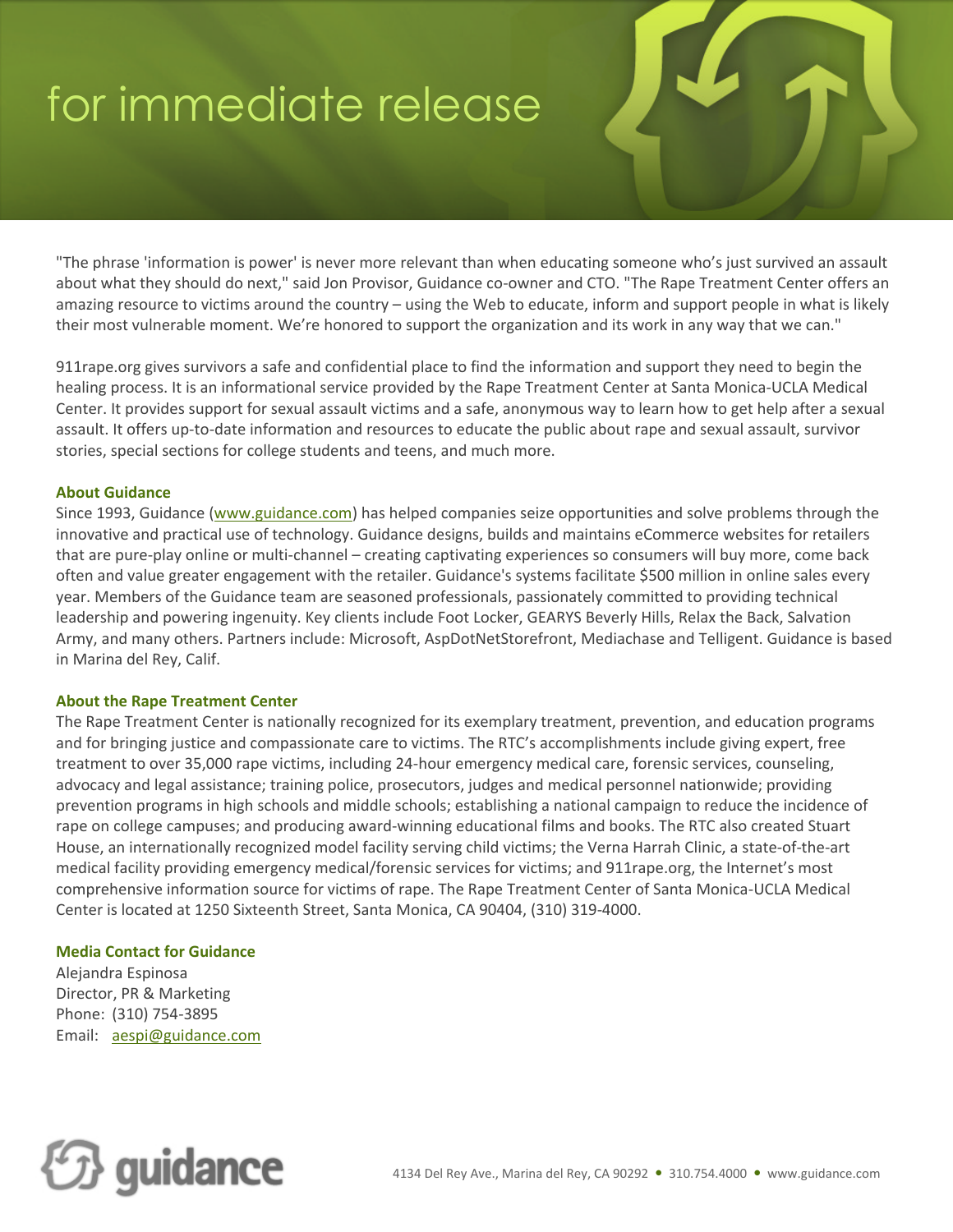# for immediate release

"The phrase 'information is power' is never more relevant than when educating someone who's just survived an assault about what they should do next," said Jon Provisor, Guidance co-owner and CTO. "The Rape Treatment Center offers an amazing resource to victims around the country – using the Web to educate, inform and support people in what is likely their most vulnerable moment. We're honored to support the organization and its work in any way that we can."

911rape.org gives survivors a safe and confidential place to find the information and support they need to begin the healing process. It is an informational service provided by the Rape Treatment Center at Santa Monica-UCLA Medical Center. It provides support for sexual assault victims and a safe, anonymous way to learn how to get help after a sexual assault. It offers up-to-date information and resources to educate the public about rape and sexual assault, survivor stories, special sections for college students and teens, and much more.

**About Guidance**

Since 1993, Guidance (www.guidance.com) has helped companies seize opportunities and solve problems through the innovative and practical use of technology. Guidance designs, builds and maintains eCommerce websites for retailers that are pure-play online or multi-channel – creating captivating experiences so consumers will buy more, come back often and value greater engagement with the retailer. Guidance's systems facilitate $500 million in online sales every year. Members of the Guidance team are seasoned professionals, passionately committed to providing technical leadership and powering ingenuity. Key clients include Foot Locker, GEARYS Beverly Hills, Relax the Back, Salvation Army, and many others. Partners include: Microsoft, AspDotNetStorefront, Mediachase and Telligent. Guidance is based in Marina del Rey, Calif.

**About the Rape Treatment Center**

The Rape Treatment Center is nationally recognized for its exemplary treatment, prevention, and education programs and for bringing justice and compassionate care to victims. The RTC's accomplishments include giving expert, free treatment to over 35,000 rape victims, including 24-hour emergency medical care, forensic services, counseling, advocacy and legal assistance; training police, prosecutors, judges and medical personnel nationwide; providing prevention programs in high schools and middle schools; establishing a national campaign to reduce the incidence of rape on college campuses; and producing award-winning educational films and books. The RTC also created Stuart House, an internationally recognized model facility serving child victims; the Verna Harrah Clinic, a state-of-the-art medical facility providing emergency medical/forensic services for victims; and 911rape.org, the Internet's most comprehensive information source for victims of rape. The Rape Treatment Center of Santa Monica-UCLA Medical Center is located at 1250 Sixteenth Street, Santa Monica, CA 90404, (310) 319-4000.

**Media Contact for Guidance**

Alejandra Espinosa
Director, PR & Marketing
Phone: (310) 754-3895
Email: aespi@guidance.com

guidance

4134 Del Rey Ave., Marina del Rey, CA 90292 • 310.754.4000 • www.guidance.com